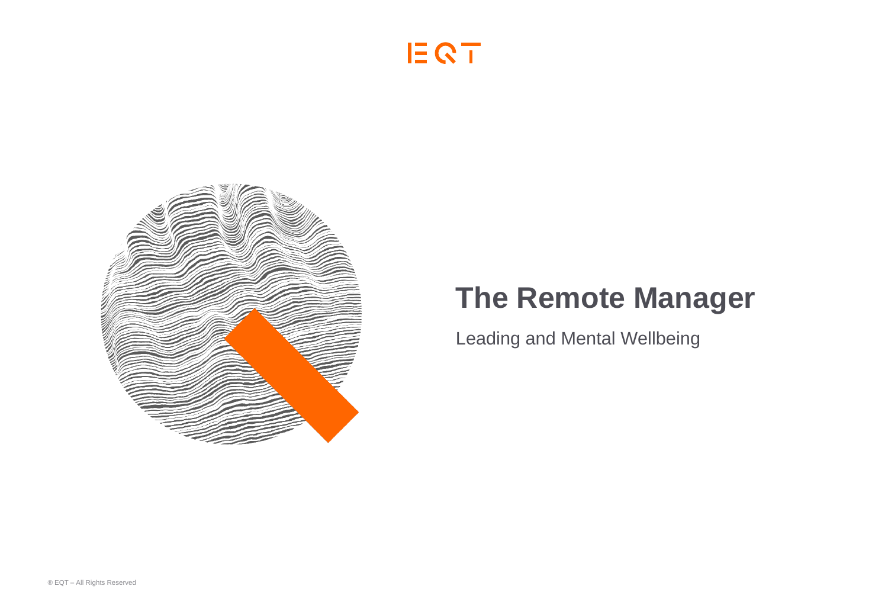EQT

# The Remote Manager

Leading and Mental Wellbeing

® EQT – All Rights Reserved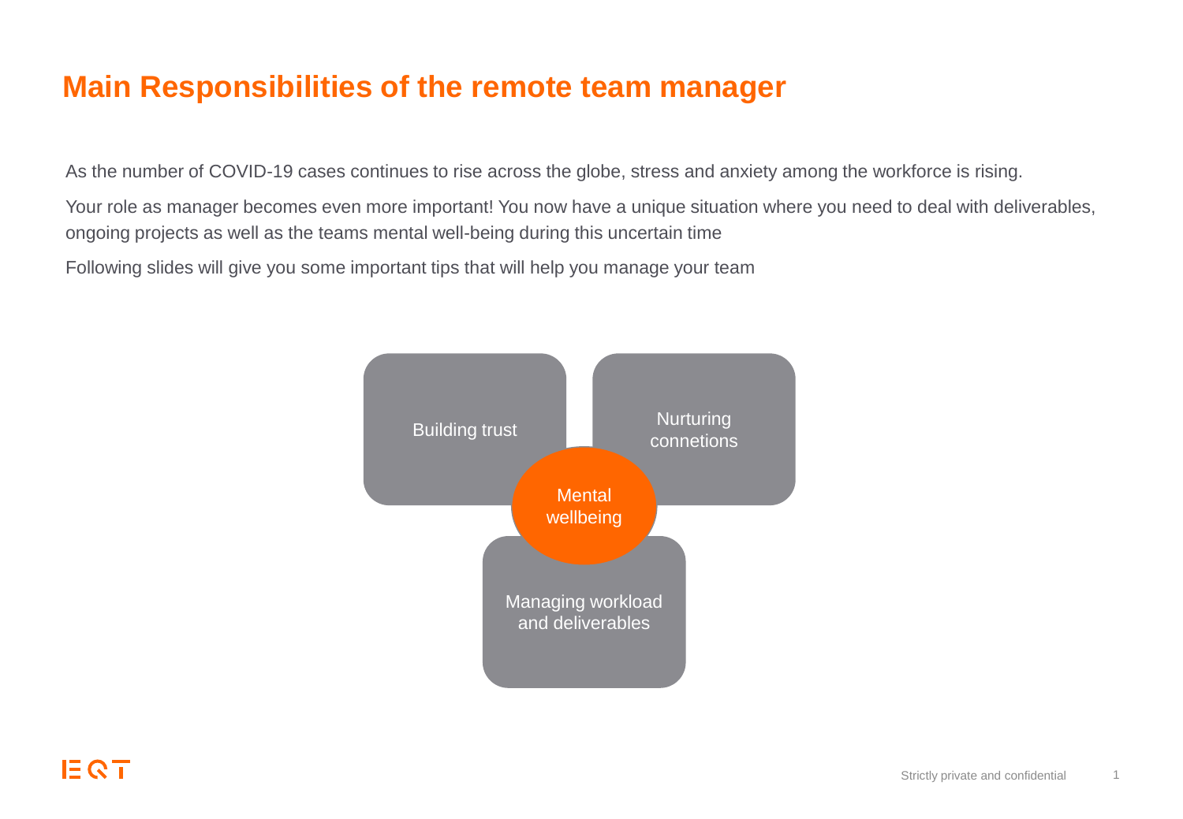# Main Responsibilities of the remote team manager

As the number of COVID-19 cases continues to rise across the globe, stress and anxiety among the workforce is rising.

Your role as manager becomes even more important! You now have a unique situation where you need to deal with deliverables, ongoing projects as well as the teams mental well-being during this uncertain time

Following slides will give you some important tips that will help you manage your team

Building trust

Nurturing connetions

Mental wellbeing

Managing workload and deliverables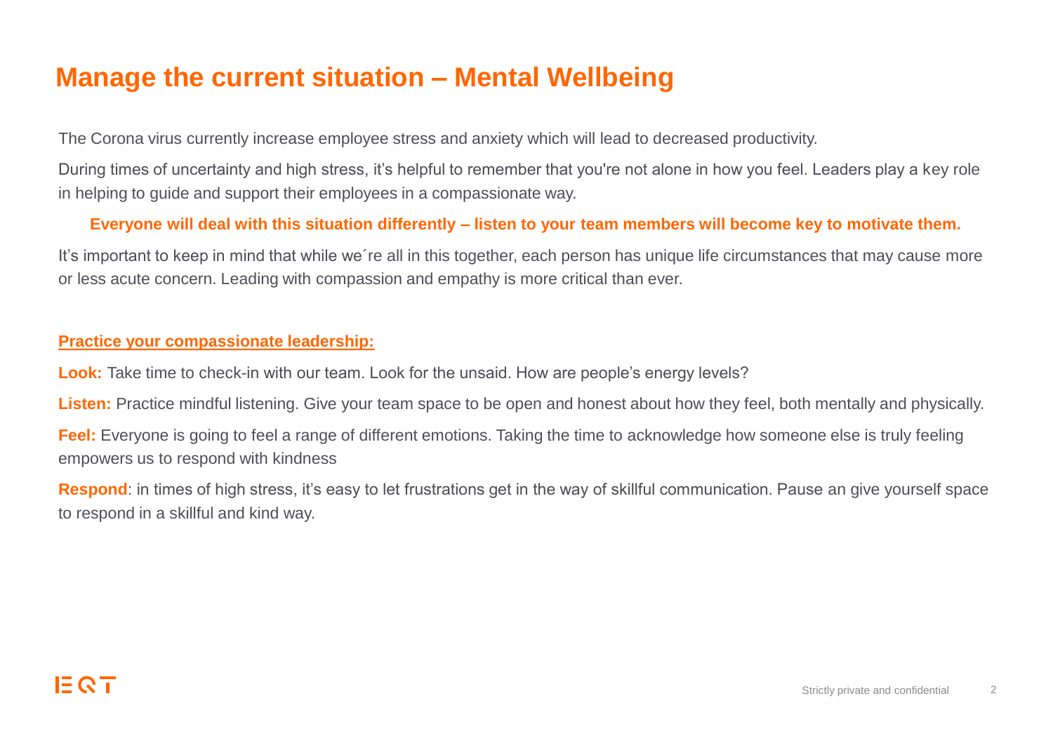# Manage the current situation – Mental Wellbeing

The Corona virus currently increase employee stress and anxiety which will lead to decreased productivity.

During times of uncertainty and high stress, it's helpful to remember that you're not alone in how you feel. Leaders play a key role in helping to guide and support their employees in a compassionate way.

**Everyone will deal with this situation differently – listen to your team members will become key to motivate them.**

It's important to keep in mind that while we´re all in this together, each person has unique life circumstances that may cause more or less acute concern. Leading with compassion and empathy is more critical than ever.

**Practice your compassionate leadership:**

**Look:** Take time to check-in with our team. Look for the unsaid. How are people's energy levels?

**Listen:** Practice mindful listening. Give your team space to be open and honest about how they feel, both mentally and physically.

**Feel:** Everyone is going to feel a range of different emotions. Taking the time to acknowledge how someone else is truly feeling empowers us to respond with kindness

**Respond**: in times of high stress, it's easy to let frustrations get in the way of skillful communication. Pause an give yourself space to respond in a skillful and kind way.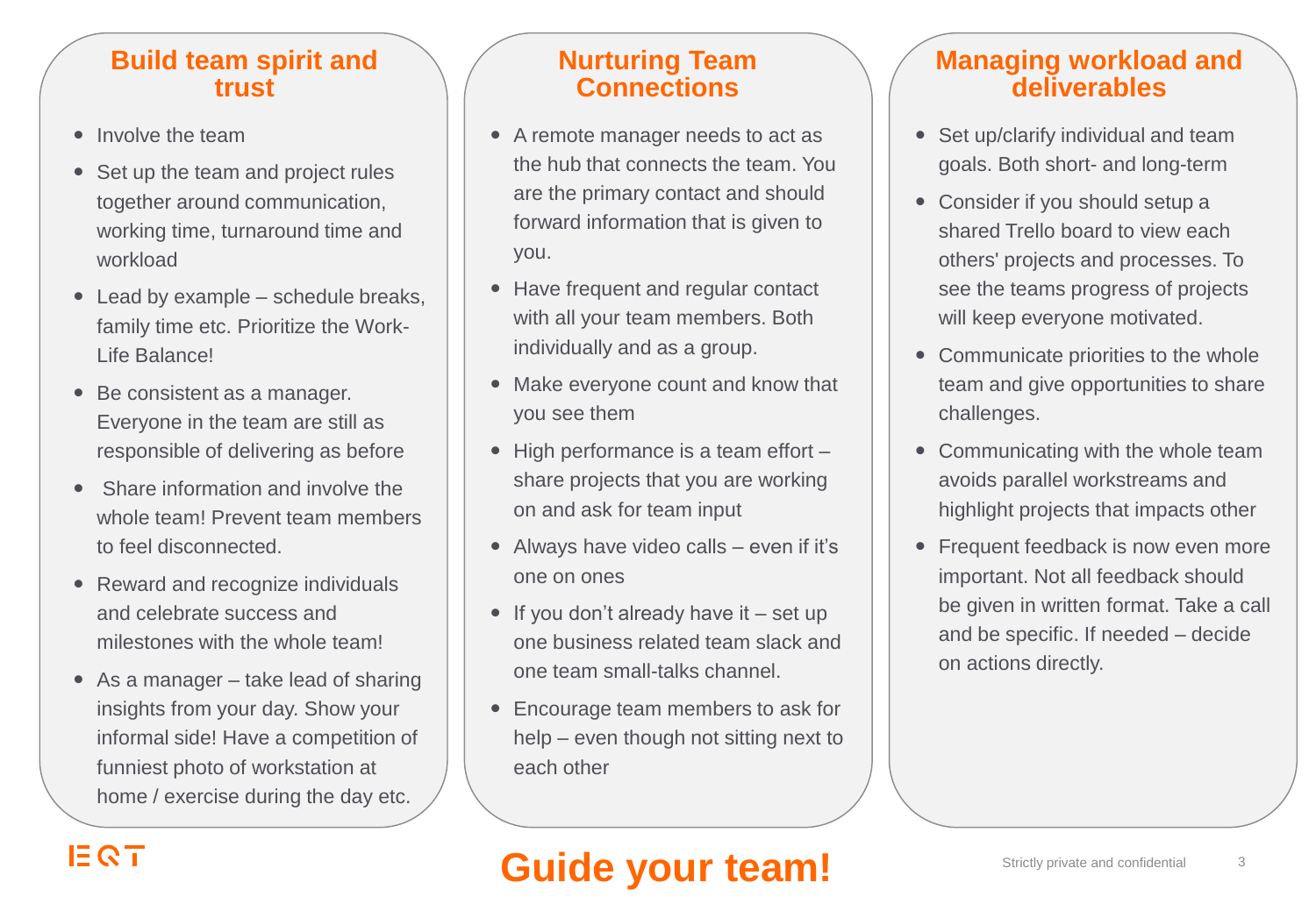# Guide your team!

## Build team spirit and trust

- Involve the team
- Set up the team and project rules together around communication, working time, turnaround time and workload
- Lead by example – schedule breaks, family time etc. Prioritize the Work-Life Balance!
- Be consistent as a manager. Everyone in the team are still as responsible of delivering as before
- Share information and involve the whole team! Prevent team members to feel disconnected.
- Reward and recognize individuals and celebrate success and milestones with the whole team!
- As a manager – take lead of sharing insights from your day. Show your informal side! Have a competition of funniest photo of workstation at home / exercise during the day etc.

## Nurturing Team Connections

- A remote manager needs to act as the hub that connects the team. You are the primary contact and should forward information that is given to you.
- Have frequent and regular contact with all your team members. Both individually and as a group.
- Make everyone count and know that you see them
- High performance is a team effort – share projects that you are working on and ask for team input
- Always have video calls – even if it's one on ones
- If you don't already have it – set up one business related team slack and one team small-talks channel.
- Encourage team members to ask for help – even though not sitting next to each other

## Managing workload and deliverables

- Set up/clarify individual and team goals. Both short- and long-term
- Consider if you should setup a shared Trello board to view each others' projects and processes. To see the teams progress of projects will keep everyone motivated.
- Communicate priorities to the whole team and give opportunities to share challenges.
- Communicating with the whole team avoids parallel workstreams and highlight projects that impacts other
- Frequent feedback is now even more important. Not all feedback should be given in written format. Take a call and be specific. If needed – decide on actions directly.

EQT

Strictly private and confidential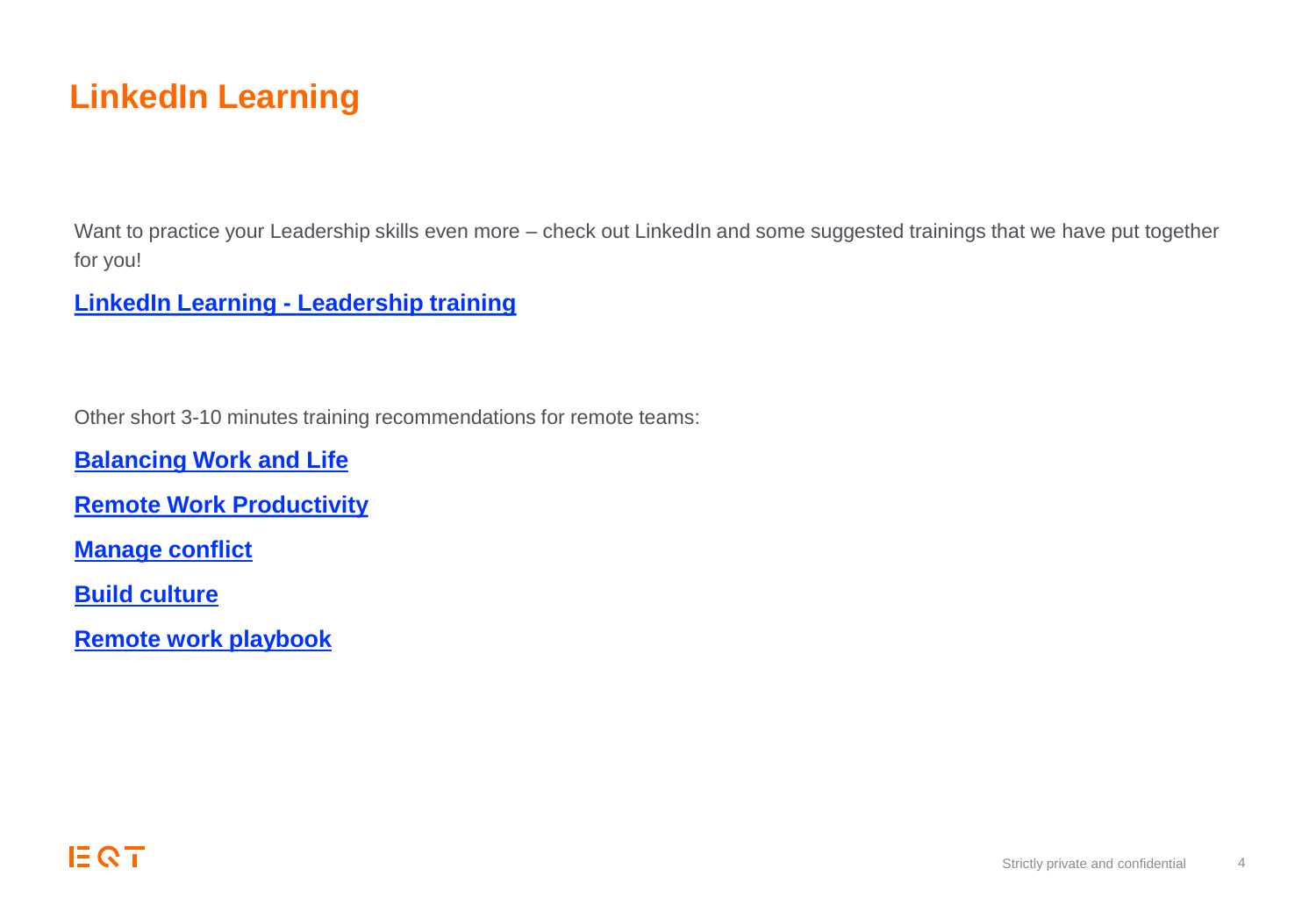# LinkedIn Learning

Want to practice your Leadership skills even more – check out LinkedIn and some suggested trainings that we have put together for you!

**LinkedIn Learning - Leadership training**

Other short 3-10 minutes training recommendations for remote teams:

**Balancing Work and Life**

**Remote Work Productivity**

**Manage conflict**

**Build culture**

**Remote work playbook**